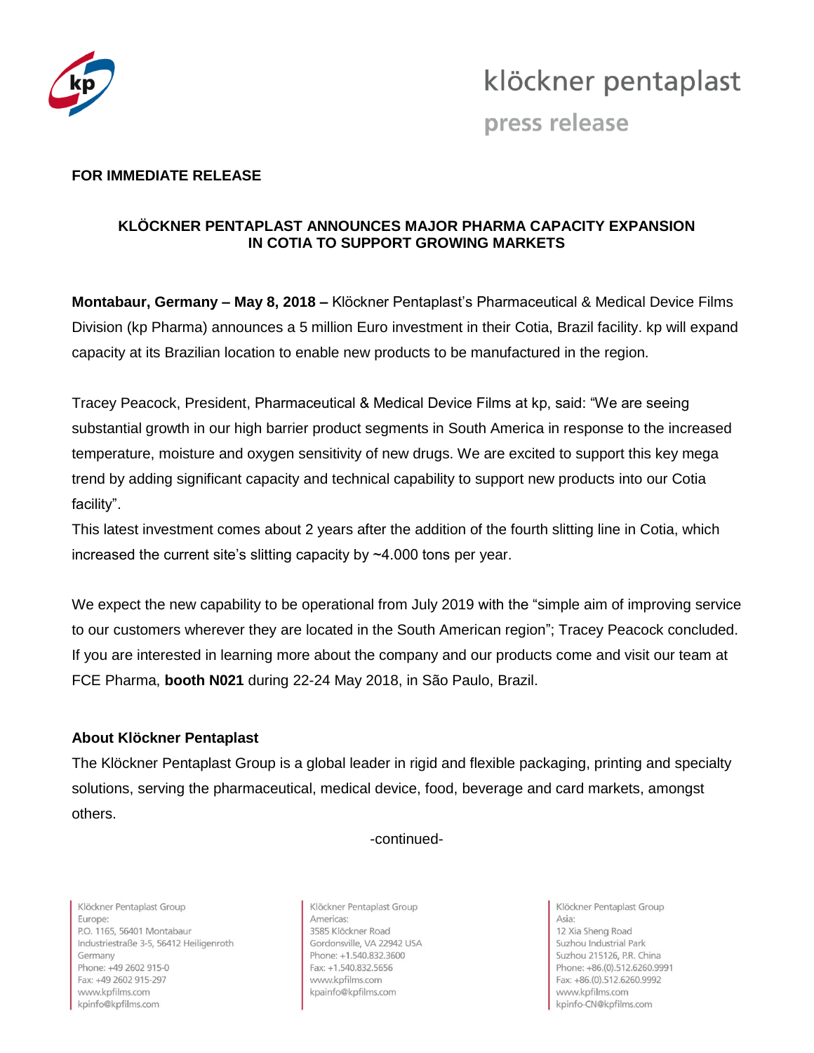klöckner pentaplast

press release

**FOR IMMEDIATE RELEASE**

## KLÖCKNER PENTAPLAST ANNOUNCES MAJOR PHARMA CAPACITY EXPANSION IN COTIA TO SUPPORT GROWING MARKETS

**Montabaur, Germany – May 8, 2018 –** Klöckner Pentaplast's Pharmaceutical & Medical Device Films Division (kp Pharma) announces a 5 million Euro investment in their Cotia, Brazil facility. kp will expand capacity at its Brazilian location to enable new products to be manufactured in the region.

Tracey Peacock, President, Pharmaceutical & Medical Device Films at kp, said: "We are seeing substantial growth in our high barrier product segments in South America in response to the increased temperature, moisture and oxygen sensitivity of new drugs. We are excited to support this key mega trend by adding significant capacity and technical capability to support new products into our Cotia facility".

This latest investment comes about 2 years after the addition of the fourth slitting line in Cotia, which increased the current site's slitting capacity by ~4.000 tons per year.

We expect the new capability to be operational from July 2019 with the "simple aim of improving service to our customers wherever they are located in the South American region"; Tracey Peacock concluded. If you are interested in learning more about the company and our products come and visit our team at FCE Pharma, **booth N021** during 22-24 May 2018, in São Paulo, Brazil.

### About Klöckner Pentaplast

The Klöckner Pentaplast Group is a global leader in rigid and flexible packaging, printing and specialty solutions, serving the pharmaceutical, medical device, food, beverage and card markets, amongst others.

-continued-

Klöckner Pentaplast Group
Europe:
P.O. 1165, 56401 Montabaur
Industriestraße 3-5, 56412 Heiligenroth
Germany
Phone: +49 2602 915-0
Fax: +49 2602 915-297
www.kpfilms.com
kpinfo@kpfilms.com

Klöckner Pentaplast Group
Americas:
3585 Klöckner Road
Gordonsville, VA 22942 USA
Phone: +1.540.832.3600
Fax: +1.540.832.5656
www.kpfilms.com
kpainfo@kpfilms.com

Klöckner Pentaplast Group
Asia:
12 Xia Sheng Road
Suzhou Industrial Park
Suzhou 215126, P.R. China
Phone: +86.(0).512.6260.9991
Fax: +86.(0).512.6260.9992
www.kpfilms.com
kpinfo-CN@kpfilms.com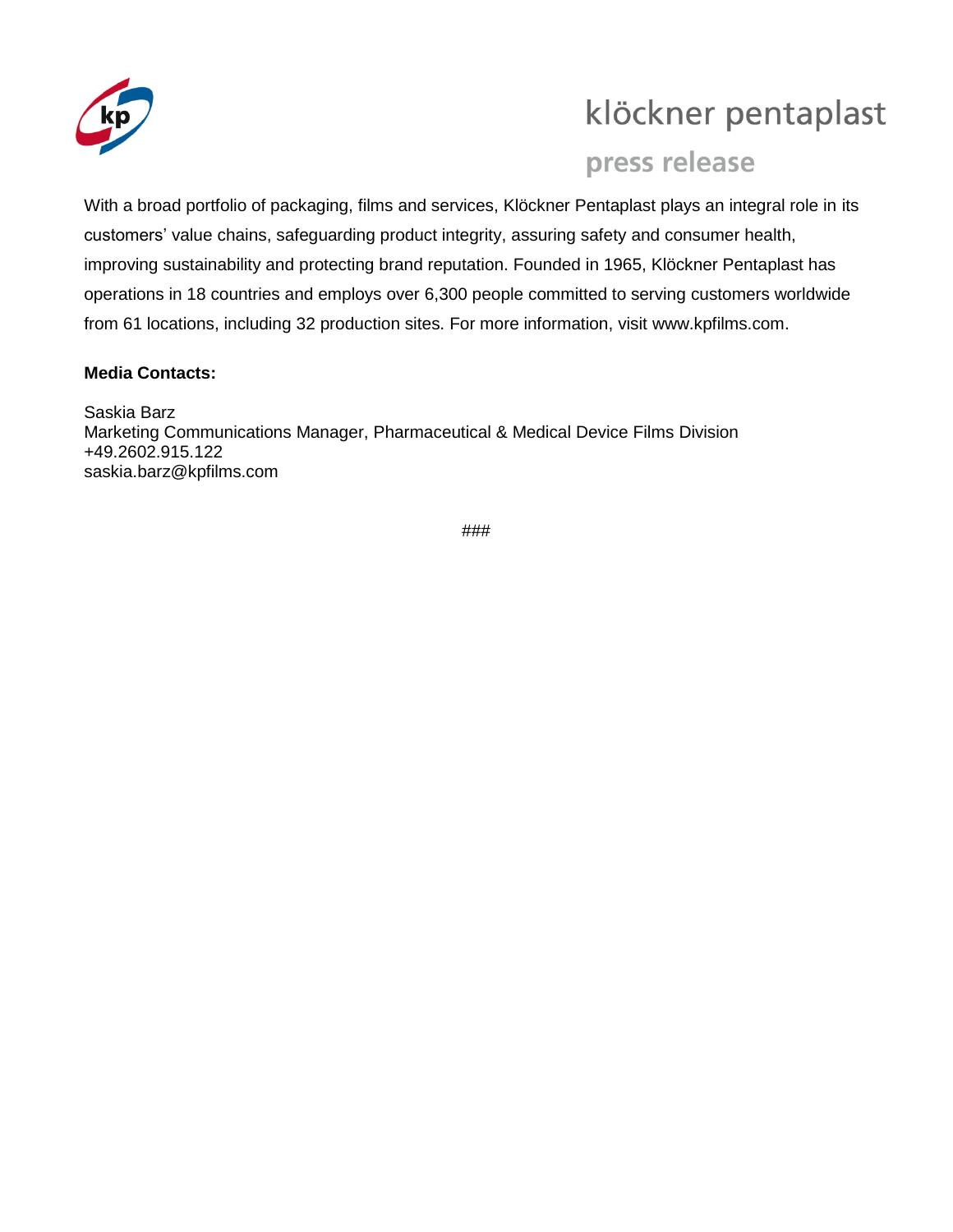With a broad portfolio of packaging, films and services, Klöckner Pentaplast plays an integral role in its customers' value chains, safeguarding product integrity, assuring safety and consumer health, improving sustainability and protecting brand reputation. Founded in 1965, Klöckner Pentaplast has operations in 18 countries and employs over 6,300 people committed to serving customers worldwide from 61 locations, including 32 production sites. For more information, visit www.kpfilms.com.

**Media Contacts:**

Saskia Barz
Marketing Communications Manager, Pharmaceutical & Medical Device Films Division
+49.2602.915.122
saskia.barz@kpfilms.com

###